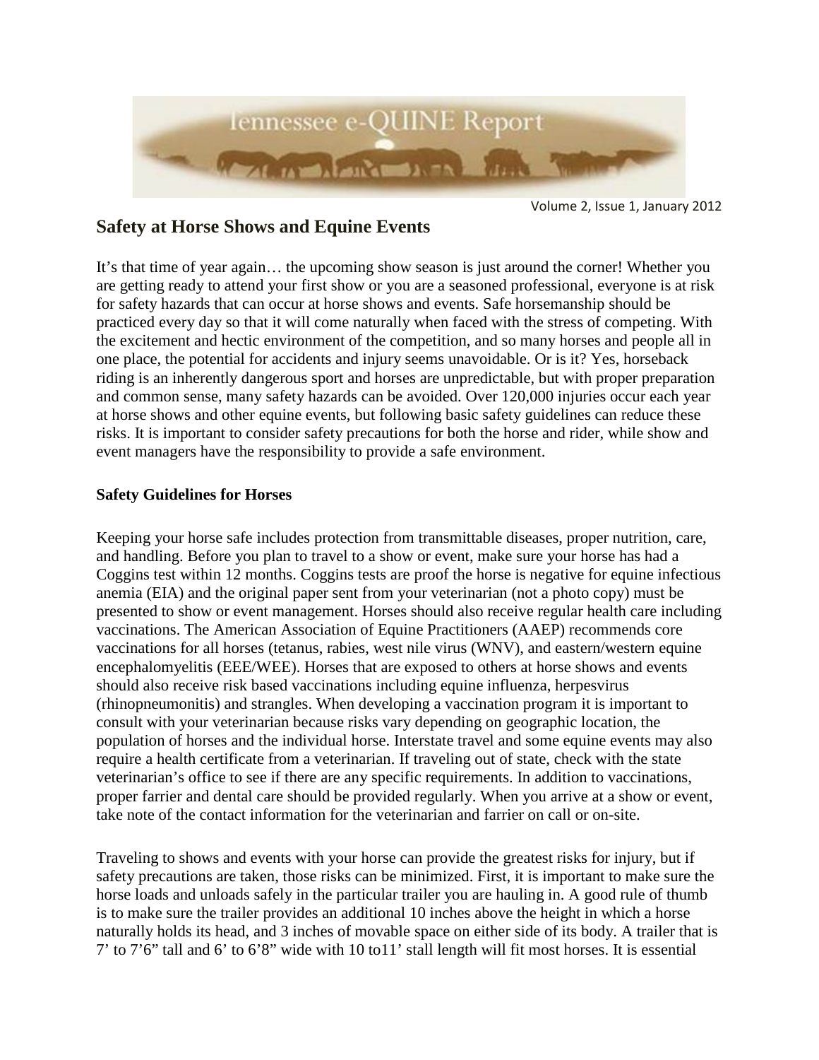Tennessee e-QUINE Report

Volume 2, Issue 1, January 2012

## Safety at Horse Shows and Equine Events

It's that time of year again… the upcoming show season is just around the corner! Whether you are getting ready to attend your first show or you are a seasoned professional, everyone is at risk for safety hazards that can occur at horse shows and events. Safe horsemanship should be practiced every day so that it will come naturally when faced with the stress of competing. With the excitement and hectic environment of the competition, and so many horses and people all in one place, the potential for accidents and injury seems unavoidable. Or is it? Yes, horseback riding is an inherently dangerous sport and horses are unpredictable, but with proper preparation and common sense, many safety hazards can be avoided. Over 120,000 injuries occur each year at horse shows and other equine events, but following basic safety guidelines can reduce these risks. It is important to consider safety precautions for both the horse and rider, while show and event managers have the responsibility to provide a safe environment.

### Safety Guidelines for Horses

Keeping your horse safe includes protection from transmittable diseases, proper nutrition, care, and handling. Before you plan to travel to a show or event, make sure your horse has had a Coggins test within 12 months. Coggins tests are proof the horse is negative for equine infectious anemia (EIA) and the original paper sent from your veterinarian (not a photo copy) must be presented to show or event management. Horses should also receive regular health care including vaccinations. The American Association of Equine Practitioners (AAEP) recommends core vaccinations for all horses (tetanus, rabies, west nile virus (WNV), and eastern/western equine encephalomyelitis (EEE/WEE). Horses that are exposed to others at horse shows and events should also receive risk based vaccinations including equine influenza, herpesvirus (rhinopneumonitis) and strangles. When developing a vaccination program it is important to consult with your veterinarian because risks vary depending on geographic location, the population of horses and the individual horse. Interstate travel and some equine events may also require a health certificate from a veterinarian. If traveling out of state, check with the state veterinarian's office to see if there are any specific requirements. In addition to vaccinations, proper farrier and dental care should be provided regularly. When you arrive at a show or event, take note of the contact information for the veterinarian and farrier on call or on-site.

Traveling to shows and events with your horse can provide the greatest risks for injury, but if safety precautions are taken, those risks can be minimized. First, it is important to make sure the horse loads and unloads safely in the particular trailer you are hauling in. A good rule of thumb is to make sure the trailer provides an additional 10 inches above the height in which a horse naturally holds its head, and 3 inches of movable space on either side of its body. A trailer that is 7' to 7'6" tall and 6' to 6'8" wide with 10 to11' stall length will fit most horses. It is essential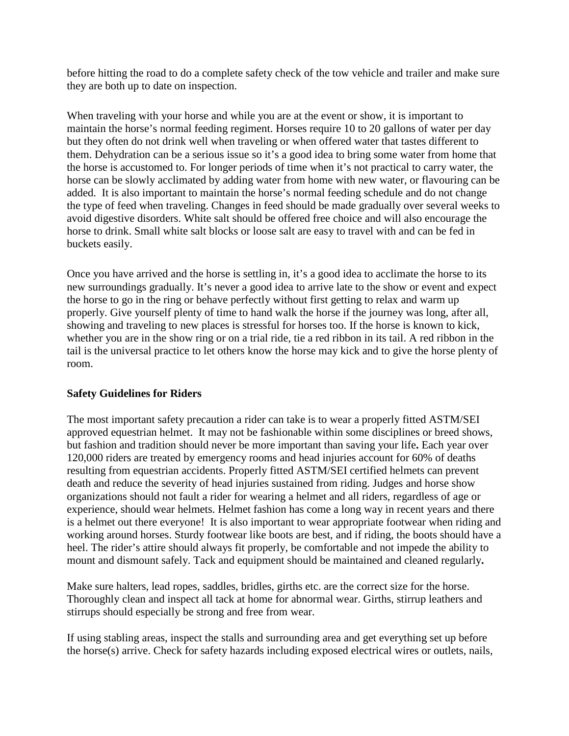before hitting the road to do a complete safety check of the tow vehicle and trailer and make sure they are both up to date on inspection.

When traveling with your horse and while you are at the event or show, it is important to maintain the horse's normal feeding regiment. Horses require 10 to 20 gallons of water per day but they often do not drink well when traveling or when offered water that tastes different to them. Dehydration can be a serious issue so it's a good idea to bring some water from home that the horse is accustomed to. For longer periods of time when it's not practical to carry water, the horse can be slowly acclimated by adding water from home with new water, or flavouring can be added. It is also important to maintain the horse's normal feeding schedule and do not change the type of feed when traveling. Changes in feed should be made gradually over several weeks to avoid digestive disorders. White salt should be offered free choice and will also encourage the horse to drink. Small white salt blocks or loose salt are easy to travel with and can be fed in buckets easily.

Once you have arrived and the horse is settling in, it's a good idea to acclimate the horse to its new surroundings gradually. It's never a good idea to arrive late to the show or event and expect the horse to go in the ring or behave perfectly without first getting to relax and warm up properly. Give yourself plenty of time to hand walk the horse if the journey was long, after all, showing and traveling to new places is stressful for horses too. If the horse is known to kick, whether you are in the show ring or on a trial ride, tie a red ribbon in its tail. A red ribbon in the tail is the universal practice to let others know the horse may kick and to give the horse plenty of room.

**Safety Guidelines for Riders**

The most important safety precaution a rider can take is to wear a properly fitted ASTM/SEI approved equestrian helmet. It may not be fashionable within some disciplines or breed shows, but fashion and tradition should never be more important than saving your life**.** Each year over 120,000 riders are treated by emergency rooms and head injuries account for 60% of deaths resulting from equestrian accidents. Properly fitted ASTM/SEI certified helmets can prevent death and reduce the severity of head injuries sustained from riding. Judges and horse show organizations should not fault a rider for wearing a helmet and all riders, regardless of age or experience, should wear helmets. Helmet fashion has come a long way in recent years and there is a helmet out there everyone! It is also important to wear appropriate footwear when riding and working around horses. Sturdy footwear like boots are best, and if riding, the boots should have a heel. The rider's attire should always fit properly, be comfortable and not impede the ability to mount and dismount safely. Tack and equipment should be maintained and cleaned regularly**.**

Make sure halters, lead ropes, saddles, bridles, girths etc. are the correct size for the horse. Thoroughly clean and inspect all tack at home for abnormal wear. Girths, stirrup leathers and stirrups should especially be strong and free from wear.

If using stabling areas, inspect the stalls and surrounding area and get everything set up before the horse(s) arrive. Check for safety hazards including exposed electrical wires or outlets, nails,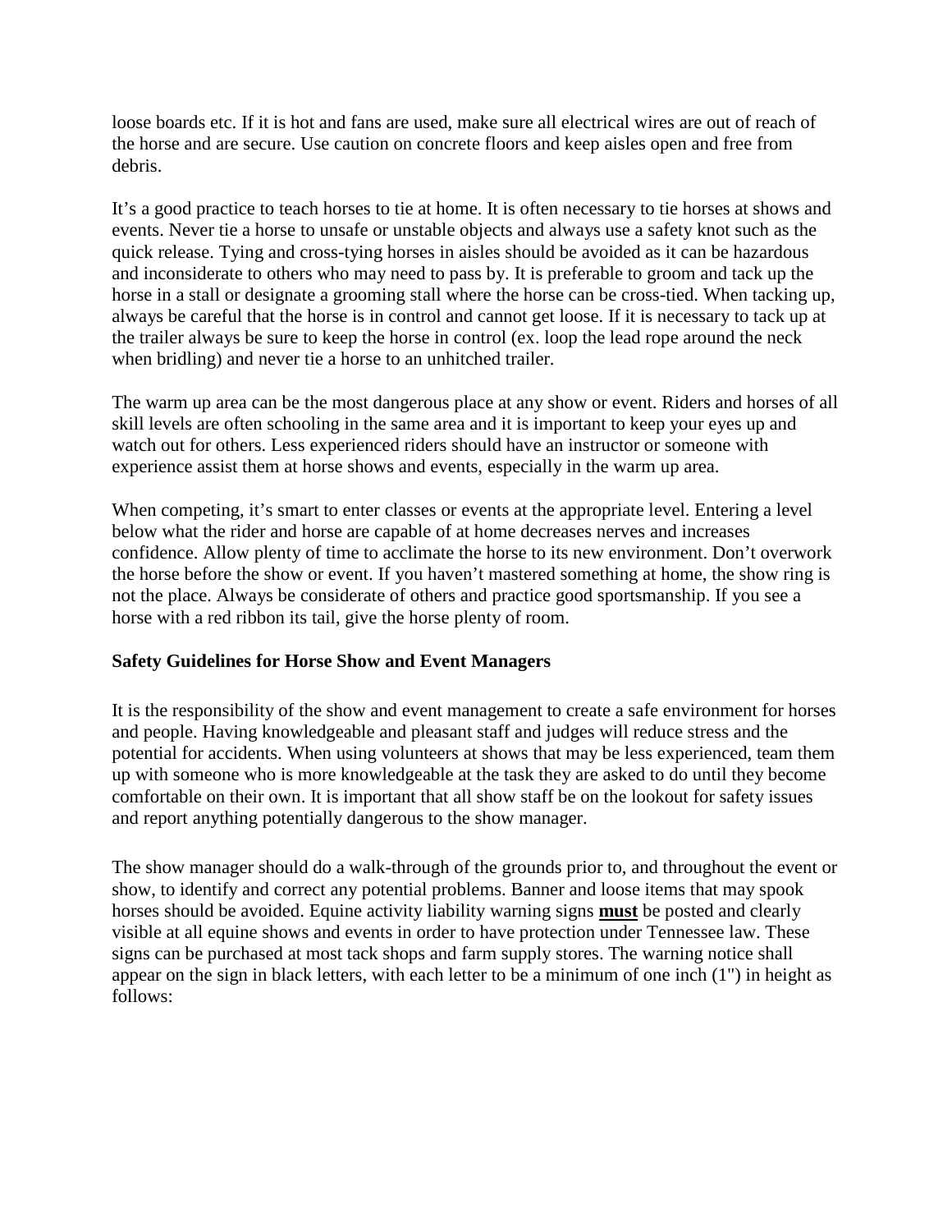loose boards etc. If it is hot and fans are used, make sure all electrical wires are out of reach of the horse and are secure. Use caution on concrete floors and keep aisles open and free from debris.

It's a good practice to teach horses to tie at home. It is often necessary to tie horses at shows and events. Never tie a horse to unsafe or unstable objects and always use a safety knot such as the quick release. Tying and cross-tying horses in aisles should be avoided as it can be hazardous and inconsiderate to others who may need to pass by. It is preferable to groom and tack up the horse in a stall or designate a grooming stall where the horse can be cross-tied. When tacking up, always be careful that the horse is in control and cannot get loose. If it is necessary to tack up at the trailer always be sure to keep the horse in control (ex. loop the lead rope around the neck when bridling) and never tie a horse to an unhitched trailer.

The warm up area can be the most dangerous place at any show or event. Riders and horses of all skill levels are often schooling in the same area and it is important to keep your eyes up and watch out for others. Less experienced riders should have an instructor or someone with experience assist them at horse shows and events, especially in the warm up area.

When competing, it's smart to enter classes or events at the appropriate level. Entering a level below what the rider and horse are capable of at home decreases nerves and increases confidence. Allow plenty of time to acclimate the horse to its new environment. Don't overwork the horse before the show or event. If you haven't mastered something at home, the show ring is not the place. Always be considerate of others and practice good sportsmanship. If you see a horse with a red ribbon its tail, give the horse plenty of room.

**Safety Guidelines for Horse Show and Event Managers**

It is the responsibility of the show and event management to create a safe environment for horses and people. Having knowledgeable and pleasant staff and judges will reduce stress and the potential for accidents. When using volunteers at shows that may be less experienced, team them up with someone who is more knowledgeable at the task they are asked to do until they become comfortable on their own. It is important that all show staff be on the lookout for safety issues and report anything potentially dangerous to the show manager.

The show manager should do a walk-through of the grounds prior to, and throughout the event or show, to identify and correct any potential problems. Banner and loose items that may spook horses should be avoided. Equine activity liability warning signs **<u>must</u>** be posted and clearly visible at all equine shows and events in order to have protection under Tennessee law. These signs can be purchased at most tack shops and farm supply stores. The warning notice shall appear on the sign in black letters, with each letter to be a minimum of one inch (1") in height as follows: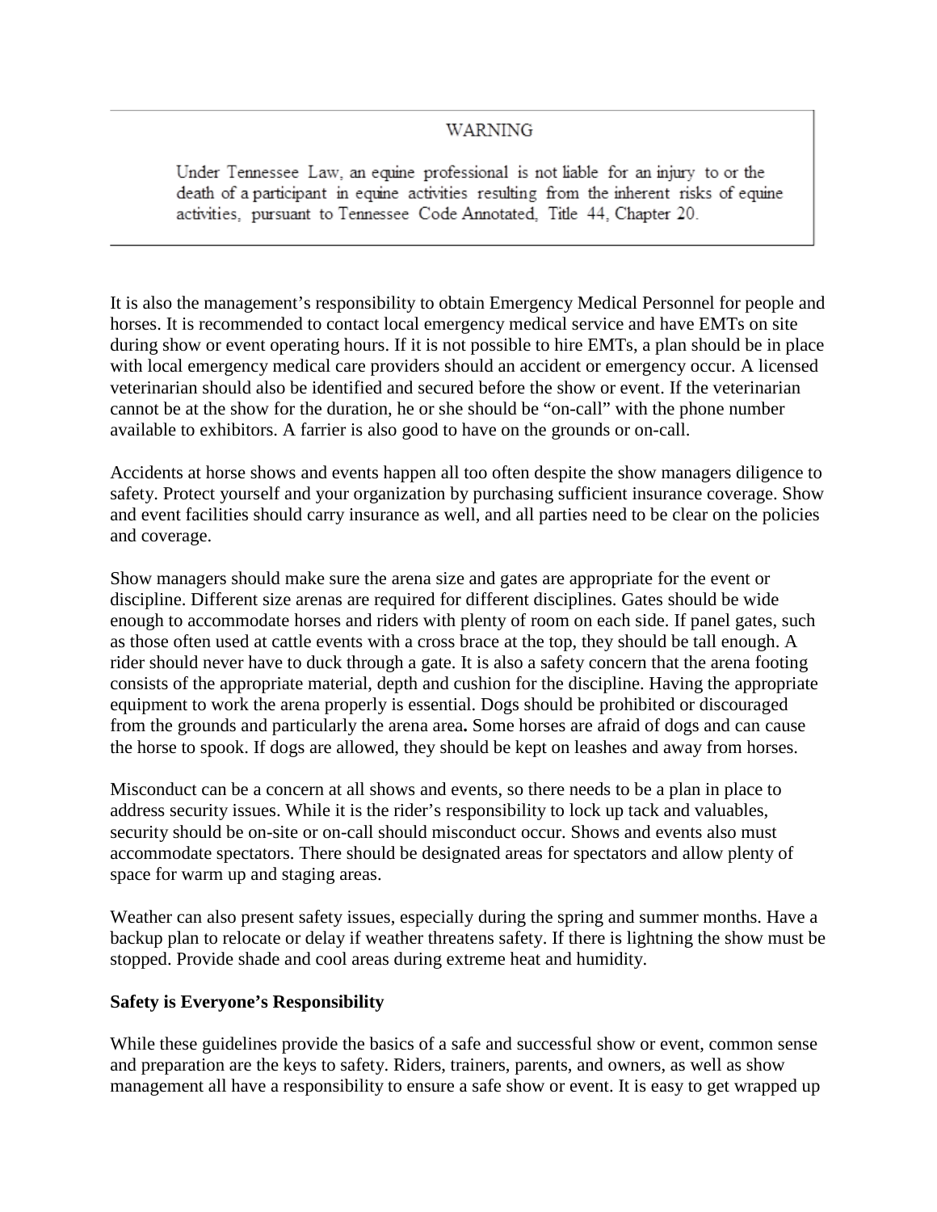WARNING

Under Tennessee Law, an equine professional is not liable for an injury to or the death of a participant in equine activities resulting from the inherent risks of equine activities, pursuant to Tennessee Code Annotated, Title 44, Chapter 20.

It is also the management's responsibility to obtain Emergency Medical Personnel for people and horses. It is recommended to contact local emergency medical service and have EMTs on site during show or event operating hours. If it is not possible to hire EMTs, a plan should be in place with local emergency medical care providers should an accident or emergency occur. A licensed veterinarian should also be identified and secured before the show or event. If the veterinarian cannot be at the show for the duration, he or she should be "on-call" with the phone number available to exhibitors. A farrier is also good to have on the grounds or on-call.

Accidents at horse shows and events happen all too often despite the show managers diligence to safety. Protect yourself and your organization by purchasing sufficient insurance coverage. Show and event facilities should carry insurance as well, and all parties need to be clear on the policies and coverage.

Show managers should make sure the arena size and gates are appropriate for the event or discipline. Different size arenas are required for different disciplines. Gates should be wide enough to accommodate horses and riders with plenty of room on each side. If panel gates, such as those often used at cattle events with a cross brace at the top, they should be tall enough. A rider should never have to duck through a gate. It is also a safety concern that the arena footing consists of the appropriate material, depth and cushion for the discipline. Having the appropriate equipment to work the arena properly is essential. Dogs should be prohibited or discouraged from the grounds and particularly the arena area. Some horses are afraid of dogs and can cause the horse to spook. If dogs are allowed, they should be kept on leashes and away from horses.

Misconduct can be a concern at all shows and events, so there needs to be a plan in place to address security issues. While it is the rider's responsibility to lock up tack and valuables, security should be on-site or on-call should misconduct occur. Shows and events also must accommodate spectators. There should be designated areas for spectators and allow plenty of space for warm up and staging areas.

Weather can also present safety issues, especially during the spring and summer months. Have a backup plan to relocate or delay if weather threatens safety. If there is lightning the show must be stopped. Provide shade and cool areas during extreme heat and humidity.

**Safety is Everyone's Responsibility**

While these guidelines provide the basics of a safe and successful show or event, common sense and preparation are the keys to safety. Riders, trainers, parents, and owners, as well as show management all have a responsibility to ensure a safe show or event. It is easy to get wrapped up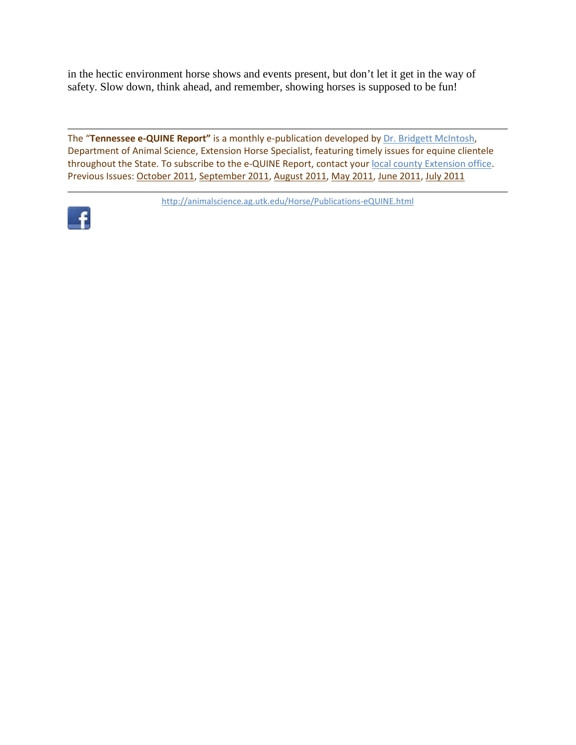in the hectic environment horse shows and events present, but don't let it get in the way of safety. Slow down, think ahead, and remember, showing horses is supposed to be fun!

---

The "**Tennessee e-QUINE Report"** is a monthly e-publication developed by Dr. Bridgett McIntosh, Department of Animal Science, Extension Horse Specialist, featuring timely issues for equine clientele throughout the State. To subscribe to the e-QUINE Report, contact your local county Extension office. Previous Issues: October 2011, September 2011, August 2011, May 2011, June 2011, July 2011

---

http://animalscience.ag.utk.edu/Horse/Publications-eQUINE.html